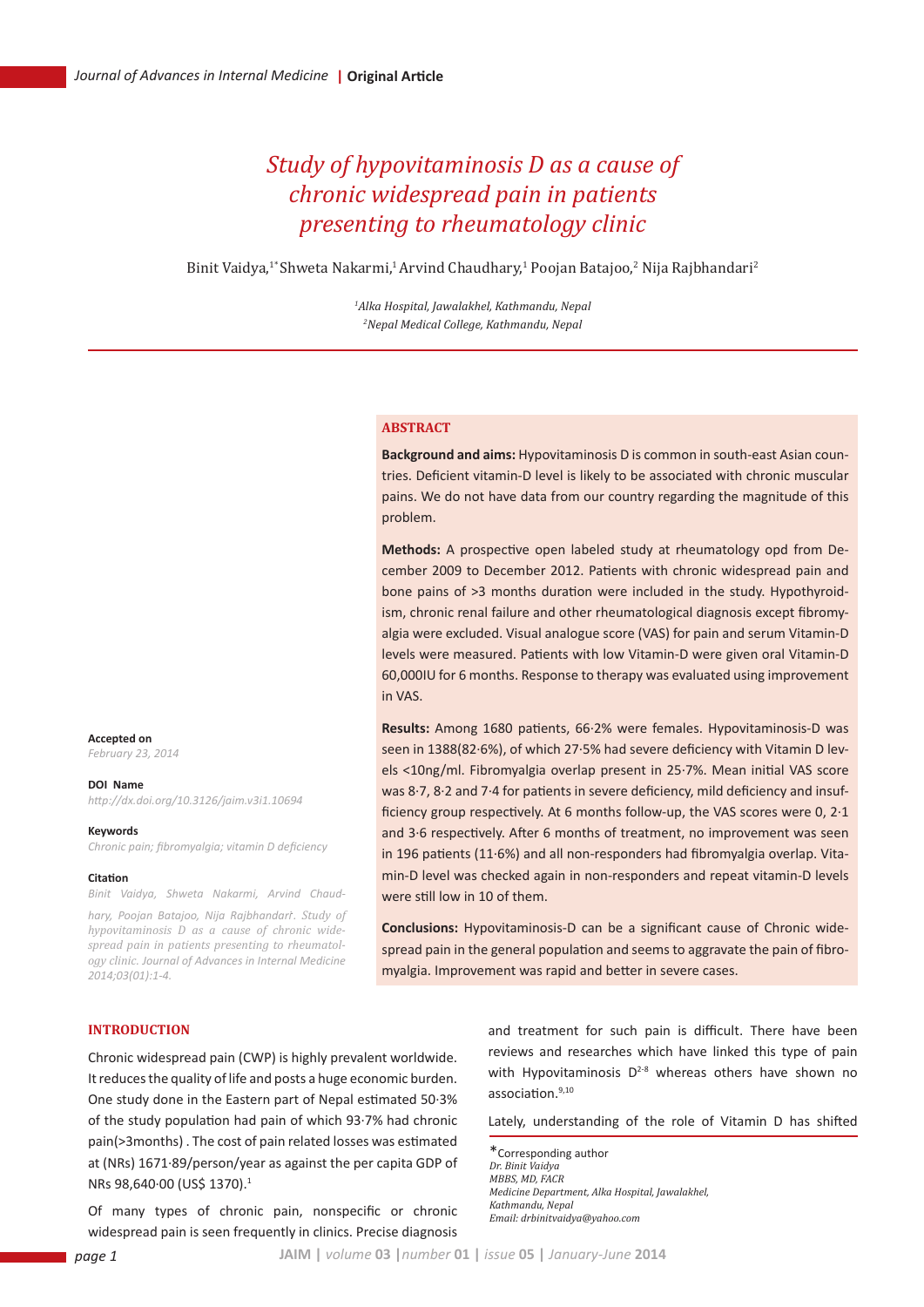# Study of hypovitaminosis D as a cause of chronic widespread pain in patients presenting to rheumatology clinic

Binit Vaidya,[1*] Shweta Nakarmi,[1] Arvind Chaudhary,[1] Poojan Batajoo,[2] Nija Rajbhandari[2]

[1]*Alka Hospital, Jawalakhel, Kathmandu, Nepal*
[2]*Nepal Medical College, Kathmandu, Nepal*

## ABSTRACT

**Background and aims:** Hypovitaminosis D is common in south-east Asian countries. Deficient vitamin-D level is likely to be associated with chronic muscular pains. We do not have data from our country regarding the magnitude of this problem.

**Methods:** A prospective open labeled study at rheumatology opd from December 2009 to December 2012. Patients with chronic widespread pain and bone pains of >3 months duration were included in the study. Hypothyroidism, chronic renal failure and other rheumatological diagnosis except fibromyalgia were excluded. Visual analogue score (VAS) for pain and serum Vitamin-D levels were measured. Patients with low Vitamin-D were given oral Vitamin-D 60,000IU for 6 months. Response to therapy was evaluated using improvement in VAS.

**Results:** Among 1680 patients, 66·2% were females. Hypovitaminosis-D was seen in 1388(82·6%), of which 27·5% had severe deficiency with Vitamin D levels <10ng/ml. Fibromyalgia overlap present in 25·7%. Mean initial VAS score was 8·7, 8·2 and 7·4 for patients in severe deficiency, mild deficiency and insufficiency group respectively. At 6 months follow-up, the VAS scores were 0, 2·1 and 3·6 respectively. After 6 months of treatment, no improvement was seen in 196 patients (11·6%) and all non-responders had fibromyalgia overlap. Vitamin-D level was checked again in non-responders and repeat vitamin-D levels were still low in 10 of them.

**Conclusions:** Hypovitaminosis-D can be a significant cause of Chronic widespread pain in the general population and seems to aggravate the pain of fibromyalgia. Improvement was rapid and better in severe cases.

**Accepted on**
*February 23, 2014*

**DOI Name**
*http://dx.doi.org/10.3126/jaim.v3i1.10694*

**Keywords**
*Chronic pain; fibromyalgia; vitamin D deficiency*

**Citation**
*Binit Vaidya, Shweta Nakarmi, Arvind Chaudhary, Poojan Batajoo, Nija Rajbhandari. Study of hypovitaminosis D as a cause of chronic widespread pain in patients presenting to rheumatology clinic. Journal of Advances in Internal Medicine 2014;03(01):1-4.*

## INTRODUCTION

Chronic widespread pain (CWP) is highly prevalent worldwide. It reduces the quality of life and posts a huge economic burden. One study done in the Eastern part of Nepal estimated 50·3% of the study population had pain of which 93·7% had chronic pain(>3months) . The cost of pain related losses was estimated at (NRs) 1671·89/person/year as against the per capita GDP of NRs 98,640·00 (US$ 1370).[1]

Of many types of chronic pain, nonspecific or chronic widespread pain is seen frequently in clinics. Precise diagnosis and treatment for such pain is difficult. There have been reviews and researches which have linked this type of pain with Hypovitaminosis D[2-8] whereas others have shown no association.[9,10]

Lately, understanding of the role of Vitamin D has shifted

*Corresponding author
*Dr. Binit Vaidya*
*MBBS, MD, FACR*
*Medicine Department, Alka Hospital, Jawalakhel, Kathmandu, Nepal*
*Email: drbinitvaidya@yahoo.com*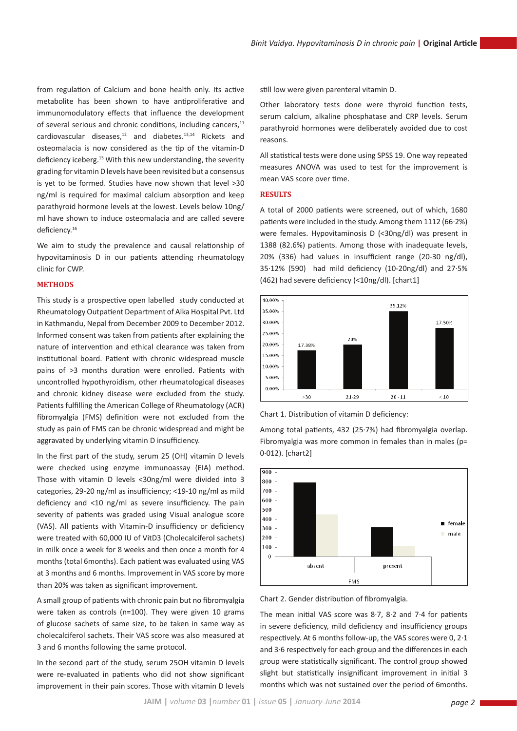from regulation of Calcium and bone health only. Its active metabolite has been shown to have antiproliferative and immunomodulatory effects that influence the development of several serious and chronic conditions, including cancers,[11] cardiovascular diseases,[12] and diabetes.[13,14] Rickets and osteomalacia is now considered as the tip of the vitamin-D deficiency iceberg.[15] With this new understanding, the severity grading for vitamin D levels have been revisited but a consensus is yet to be formed. Studies have now shown that level >30 ng/ml is required for maximal calcium absorption and keep parathyroid hormone levels at the lowest. Levels below 10ng/ml have shown to induce osteomalacia and are called severe deficiency.[16]

We aim to study the prevalence and causal relationship of hypovitaminosis D in our patients attending rheumatology clinic for CWP.

## METHODS

This study is a prospective open labelled study conducted at Rheumatology Outpatient Department of Alka Hospital Pvt. Ltd in Kathmandu, Nepal from December 2009 to December 2012. Informed consent was taken from patients after explaining the nature of intervention and ethical clearance was taken from institutional board. Patient with chronic widespread muscle pains of >3 months duration were enrolled. Patients with uncontrolled hypothyroidism, other rheumatological diseases and chronic kidney disease were excluded from the study. Patients fulfilling the American College of Rheumatology (ACR) fibromyalgia (FMS) definition were not excluded from the study as pain of FMS can be chronic widespread and might be aggravated by underlying vitamin D insufficiency.

In the first part of the study, serum 25 (OH) vitamin D levels were checked using enzyme immunoassay (EIA) method. Those with vitamin D levels <30ng/ml were divided into 3 categories, 29-20 ng/ml as insufficiency; <19-10 ng/ml as mild deficiency and <10 ng/ml as severe insufficiency. The pain severity of patients was graded using Visual analogue score (VAS). All patients with Vitamin-D insufficiency or deficiency were treated with 60,000 IU of VitD3 (Cholecalciferol sachets) in milk once a week for 8 weeks and then once a month for 4 months (total 6months). Each patient was evaluated using VAS at 3 months and 6 months. Improvement in VAS score by more than 20% was taken as significant improvement.

A small group of patients with chronic pain but no fibromyalgia were taken as controls (n=100). They were given 10 grams of glucose sachets of same size, to be taken in same way as cholecalciferol sachets. Their VAS score was also measured at 3 and 6 months following the same protocol.

In the second part of the study, serum 25OH vitamin D levels were re-evaluated in patients who did not show significant improvement in their pain scores. Those with vitamin D levels still low were given parenteral vitamin D.

Other laboratory tests done were thyroid function tests, serum calcium, alkaline phosphatase and CRP levels. Serum parathyroid hormones were deliberately avoided due to cost reasons.

All statistical tests were done using SPSS 19. One way repeated measures ANOVA was used to test for the improvement is mean VAS score over time.

## RESULTS

A total of 2000 patients were screened, out of which, 1680 patients were included in the study. Among them 1112 (66·2%) were females. Hypovitaminosis D (<30ng/dl) was present in 1388 (82.6%) patients. Among those with inadequate levels, 20% (336) had values in insufficient range (20-30 ng/dl), 35·12% (590) had mild deficiency (10-20ng/dl) and 27·5% (462) had severe deficiency (<10ng/dl). [chart1]

Chart 1. Distribution of vitamin D deficiency:

Among total patients, 432 (25·7%) had fibromyalgia overlap. Fibromyalgia was more common in females than in males (p= 0·012). [chart2]

Chart 2. Gender distribution of fibromyalgia.

The mean initial VAS score was 8·7, 8·2 and 7·4 for patients in severe deficiency, mild deficiency and insufficiency groups respectively. At 6 months follow-up, the VAS scores were 0, 2·1 and 3·6 respectively for each group and the differences in each group were statistically significant. The control group showed slight but statistically insignificant improvement in initial 3 months which was not sustained over the period of 6months.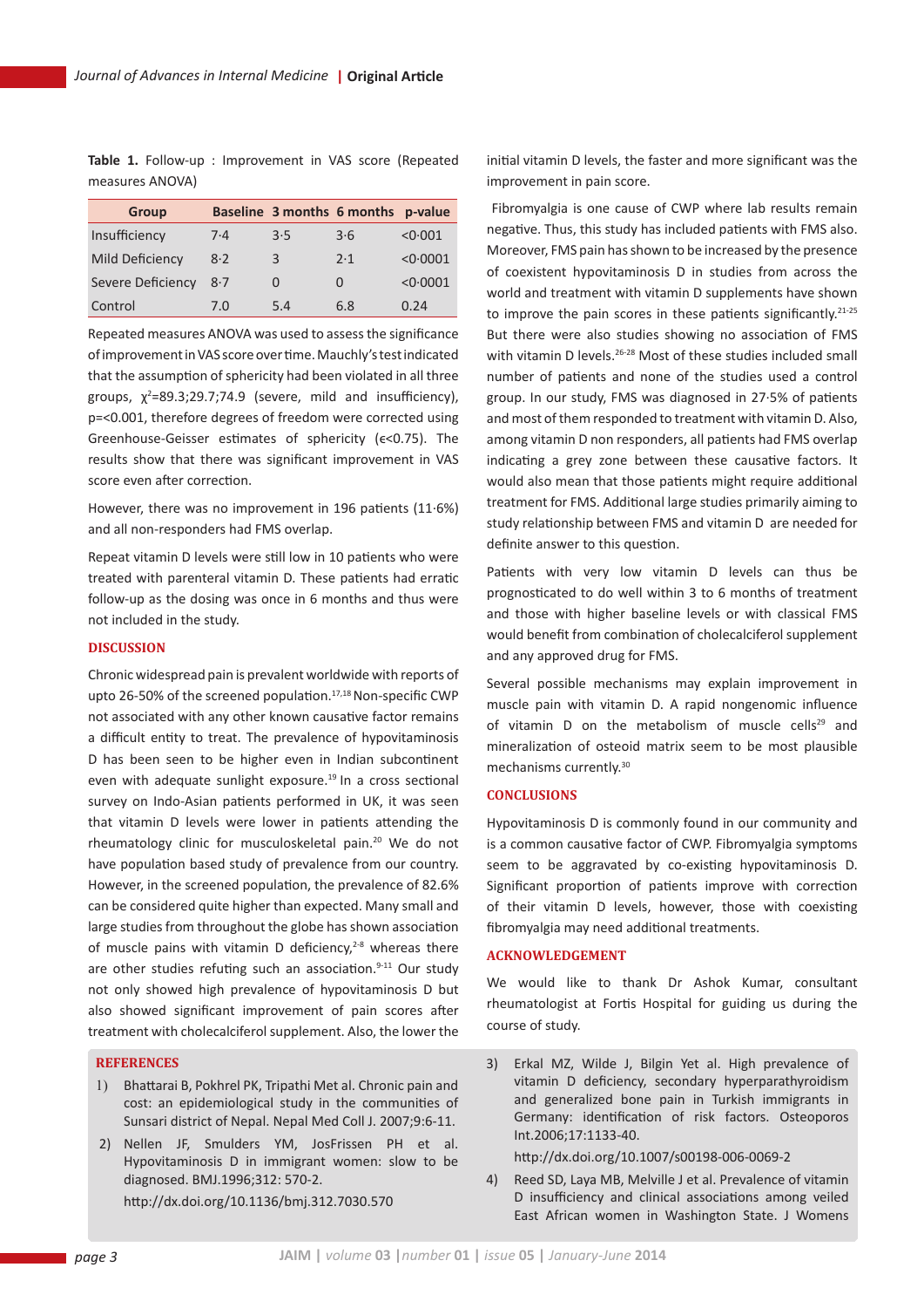**Table 1.** Follow-up : Improvement in VAS score (Repeated measures ANOVA)

| Group | Baseline | 3 months | 6 months | p-value |
|---|---|---|---|---|
| Insufficiency | 7·4 | 3·5 | 3·6 | <0·001 |
| Mild Deficiency | 8·2 | 3 | 2·1 | <0·0001 |
| Severe Deficiency | 8·7 | 0 | 0 | <0·0001 |
| Control | 7.0 | 5.4 | 6.8 | 0.24 |

Repeated measures ANOVA was used to assess the significance of improvement in VAS score over time. Mauchly's test indicated that the assumption of sphericity had been violated in all three groups, $\chi^2$=89.3;29.7;74.9 (severe, mild and insufficiency), p=<0.001, therefore degrees of freedom were corrected using Greenhouse-Geisser estimates of sphericity ($\epsilon$<0.75). The results show that there was significant improvement in VAS score even after correction.

However, there was no improvement in 196 patients (11·6%) and all non-responders had FMS overlap.

Repeat vitamin D levels were still low in 10 patients who were treated with parenteral vitamin D. These patients had erratic follow-up as the dosing was once in 6 months and thus were not included in the study.

## DISCUSSION

Chronic widespread pain is prevalent worldwide with reports of upto 26-50% of the screened population.[17,18] Non-specific CWP not associated with any other known causative factor remains a difficult entity to treat. The prevalence of hypovitaminosis D has been seen to be higher even in Indian subcontinent even with adequate sunlight exposure.[19] In a cross sectional survey on Indo-Asian patients performed in UK, it was seen that vitamin D levels were lower in patients attending the rheumatology clinic for musculoskeletal pain.[20] We do not have population based study of prevalence from our country. However, in the screened population, the prevalence of 82.6% can be considered quite higher than expected. Many small and large studies from throughout the globe has shown association of muscle pains with vitamin D deficiency,[2-8] whereas there are other studies refuting such an association.[9-11] Our study not only showed high prevalence of hypovitaminosis D but also showed significant improvement of pain scores after treatment with cholecalciferol supplement. Also, the lower the initial vitamin D levels, the faster and more significant was the improvement in pain score.

Fibromyalgia is one cause of CWP where lab results remain negative. Thus, this study has included patients with FMS also. Moreover, FMS pain has shown to be increased by the presence of coexistent hypovitaminosis D in studies from across the world and treatment with vitamin D supplements have shown to improve the pain scores in these patients significantly.[21-25] But there were also studies showing no association of FMS with vitamin D levels.[26-28] Most of these studies included small number of patients and none of the studies used a control group. In our study, FMS was diagnosed in 27·5% of patients and most of them responded to treatment with vitamin D. Also, among vitamin D non responders, all patients had FMS overlap indicating a grey zone between these causative factors. It would also mean that those patients might require additional treatment for FMS. Additional large studies primarily aiming to study relationship between FMS and vitamin D are needed for definite answer to this question.

Patients with very low vitamin D levels can thus be prognosticated to do well within 3 to 6 months of treatment and those with higher baseline levels or with classical FMS would benefit from combination of cholecalciferol supplement and any approved drug for FMS.

Several possible mechanisms may explain improvement in muscle pain with vitamin D. A rapid nongenomic influence of vitamin D on the metabolism of muscle cells[29] and mineralization of osteoid matrix seem to be most plausible mechanisms currently.[30]

## CONCLUSIONS

Hypovitaminosis D is commonly found in our community and is a common causative factor of CWP. Fibromyalgia symptoms seem to be aggravated by co-existing hypovitaminosis D. Significant proportion of patients improve with correction of their vitamin D levels, however, those with coexisting fibromyalgia may need additional treatments.

## ACKNOWLEDGEMENT

We would like to thank Dr Ashok Kumar, consultant rheumatologist at Fortis Hospital for guiding us during the course of study.

## REFERENCES

1) Bhattarai B, Pokhrel PK, Tripathi Met al. Chronic pain and cost: an epidemiological study in the communities of Sunsari district of Nepal. Nepal Med Coll J. 2007;9:6-11.
2) Nellen JF, Smulders YM, JosFrissen PH et al. Hypovitaminosis D in immigrant women: slow to be diagnosed. BMJ.1996;312: 570-2.
   http://dx.doi.org/10.1136/bmj.312.7030.570
3) Erkal MZ, Wilde J, Bilgin Yet al. High prevalence of vitamin D deficiency, secondary hyperparathyroidism and generalized bone pain in Turkish immigrants in Germany: identification of risk factors. Osteoporos Int.2006;17:1133-40.
   http://dx.doi.org/10.1007/s00198-006-0069-2
4) Reed SD, Laya MB, Melville J et al. Prevalence of vitamin D insufficiency and clinical associations among veiled East African women in Washington State. J Womens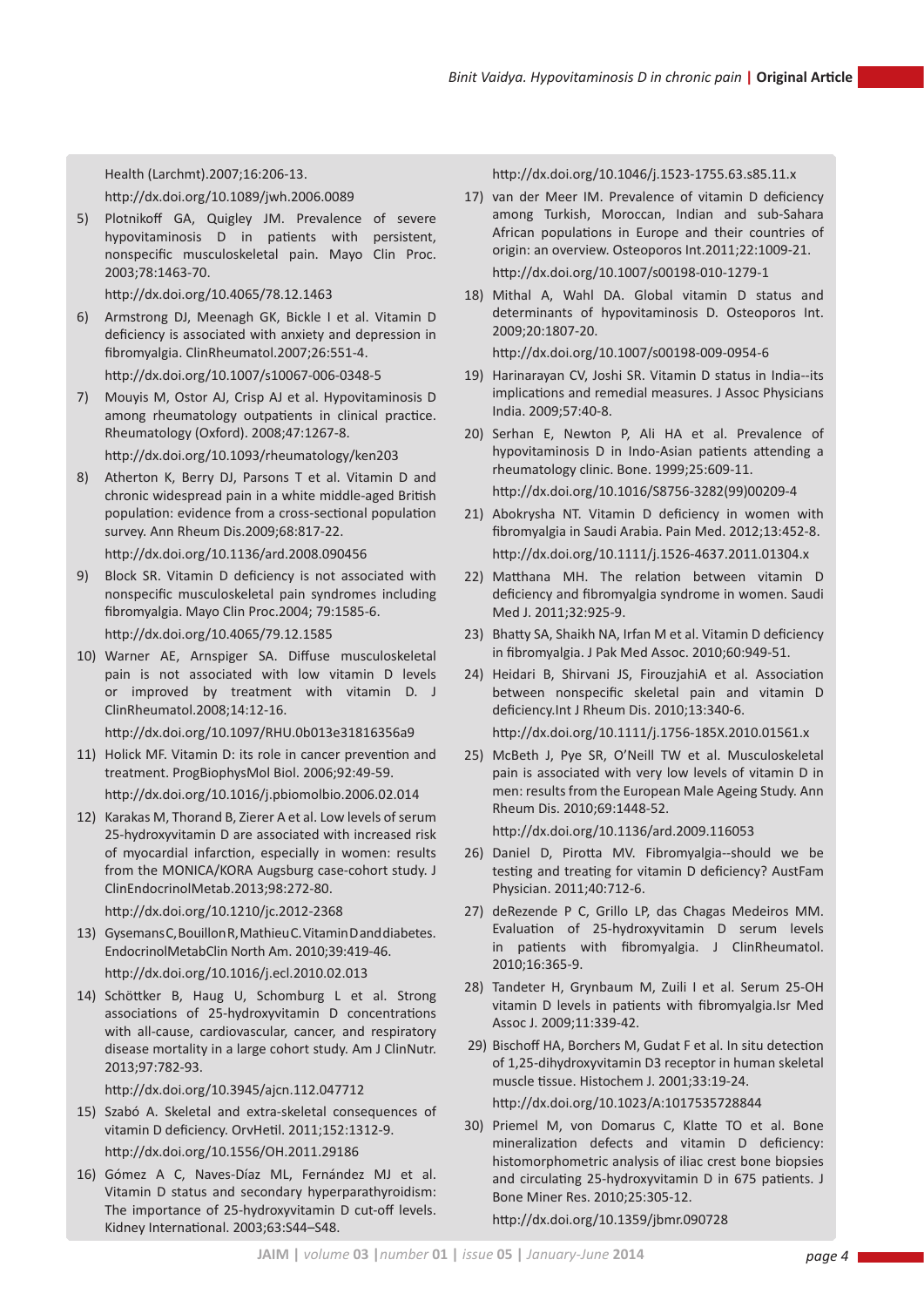Health (Larchmt).2007;16:206-13.
http://dx.doi.org/10.1089/jwh.2006.0089

5) Plotnikoff GA, Quigley JM. Prevalence of severe hypovitaminosis D in patients with persistent, nonspecific musculoskeletal pain. Mayo Clin Proc. 2003;78:1463-70.
http://dx.doi.org/10.4065/78.12.1463

6) Armstrong DJ, Meenagh GK, Bickle I et al. Vitamin D deficiency is associated with anxiety and depression in fibromyalgia. ClinRheumatol.2007;26:551-4.
http://dx.doi.org/10.1007/s10067-006-0348-5

7) Mouyis M, Ostor AJ, Crisp AJ et al. Hypovitaminosis D among rheumatology outpatients in clinical practice. Rheumatology (Oxford). 2008;47:1267-8.
http://dx.doi.org/10.1093/rheumatology/ken203

8) Atherton K, Berry DJ, Parsons T et al. Vitamin D and chronic widespread pain in a white middle-aged British population: evidence from a cross-sectional population survey. Ann Rheum Dis.2009;68:817-22.
http://dx.doi.org/10.1136/ard.2008.090456

9) Block SR. Vitamin D deficiency is not associated with nonspecific musculoskeletal pain syndromes including fibromyalgia. Mayo Clin Proc.2004; 79:1585-6.
http://dx.doi.org/10.4065/79.12.1585

10) Warner AE, Arnspiger SA. Diffuse musculoskeletal pain is not associated with low vitamin D levels or improved by treatment with vitamin D. J ClinRheumatol.2008;14:12-16.
http://dx.doi.org/10.1097/RHU.0b013e31816356a9

11) Holick MF. Vitamin D: its role in cancer prevention and treatment. ProgBiophysMol Biol. 2006;92:49-59.
http://dx.doi.org/10.1016/j.pbiomolbio.2006.02.014

12) Karakas M, Thorand B, Zierer A et al. Low levels of serum 25-hydroxyvitamin D are associated with increased risk of myocardial infarction, especially in women: results from the MONICA/KORA Augsburg case-cohort study. J ClinEndocrinolMetab.2013;98:272-80.
http://dx.doi.org/10.1210/jc.2012-2368

13) Gysemans C, Bouillon R, Mathieu C. Vitamin D and diabetes. EndocrinolMetabClin North Am. 2010;39:419-46.
http://dx.doi.org/10.1016/j.ecl.2010.02.013

14) Schöttker B, Haug U, Schomburg L et al. Strong associations of 25-hydroxyvitamin D concentrations with all-cause, cardiovascular, cancer, and respiratory disease mortality in a large cohort study. Am J ClinNutr. 2013;97:782-93.
http://dx.doi.org/10.3945/ajcn.112.047712

15) Szabó A. Skeletal and extra-skeletal consequences of vitamin D deficiency. OrvHetil. 2011;152:1312-9.
http://dx.doi.org/10.1556/OH.2011.29186

16) Gómez A C, Naves-Díaz ML, Fernández MJ et al. Vitamin D status and secondary hyperparathyroidism: The importance of 25-hydroxyvitamin D cut-off levels. Kidney International. 2003;63:S44–S48.
http://dx.doi.org/10.1046/j.1523-1755.63.s85.11.x

17) van der Meer IM. Prevalence of vitamin D deficiency among Turkish, Moroccan, Indian and sub-Sahara African populations in Europe and their countries of origin: an overview. Osteoporos Int.2011;22:1009-21.
http://dx.doi.org/10.1007/s00198-010-1279-1

18) Mithal A, Wahl DA. Global vitamin D status and determinants of hypovitaminosis D. Osteoporos Int. 2009;20:1807-20.
http://dx.doi.org/10.1007/s00198-009-0954-6

19) Harinarayan CV, Joshi SR. Vitamin D status in India--its implications and remedial measures. J Assoc Physicians India. 2009;57:40-8.

20) Serhan E, Newton P, Ali HA et al. Prevalence of hypovitaminosis D in Indo-Asian patients attending a rheumatology clinic. Bone. 1999;25:609-11.
http://dx.doi.org/10.1016/S8756-3282(99)00209-4

21) Abokrysha NT. Vitamin D deficiency in women with fibromyalgia in Saudi Arabia. Pain Med. 2012;13:452-8.
http://dx.doi.org/10.1111/j.1526-4637.2011.01304.x

22) Matthana MH. The relation between vitamin D deficiency and fibromyalgia syndrome in women. Saudi Med J. 2011;32:925-9.

23) Bhatty SA, Shaikh NA, Irfan M et al. Vitamin D deficiency in fibromyalgia. J Pak Med Assoc. 2010;60:949-51.

24) Heidari B, Shirvani JS, FirouzjahiA et al. Association between nonspecific skeletal pain and vitamin D deficiency.Int J Rheum Dis. 2010;13:340-6.
http://dx.doi.org/10.1111/j.1756-185X.2010.01561.x

25) McBeth J, Pye SR, O'Neill TW et al. Musculoskeletal pain is associated with very low levels of vitamin D in men: results from the European Male Ageing Study. Ann Rheum Dis. 2010;69:1448-52.
http://dx.doi.org/10.1136/ard.2009.116053

26) Daniel D, Pirotta MV. Fibromyalgia--should we be testing and treating for vitamin D deficiency? AustFam Physician. 2011;40:712-6.

27) deRezende P C, Grillo LP, das Chagas Medeiros MM. Evaluation of 25-hydroxyvitamin D serum levels in patients with fibromyalgia. J ClinRheumatol. 2010;16:365-9.

28) Tandeter H, Grynbaum M, Zuili I et al. Serum 25-OH vitamin D levels in patients with fibromyalgia.Isr Med Assoc J. 2009;11:339-42.

29) Bischoff HA, Borchers M, Gudat F et al. In situ detection of 1,25-dihydroxyvitamin D3 receptor in human skeletal muscle tissue. Histochem J. 2001;33:19-24.
http://dx.doi.org/10.1023/A:1017535728844

30) Priemel M, von Domarus C, Klatte TO et al. Bone mineralization defects and vitamin D deficiency: histomorphometric analysis of iliac crest bone biopsies and circulating 25-hydroxyvitamin D in 675 patients. J Bone Miner Res. 2010;25:305-12.
http://dx.doi.org/10.1359/jbmr.090728